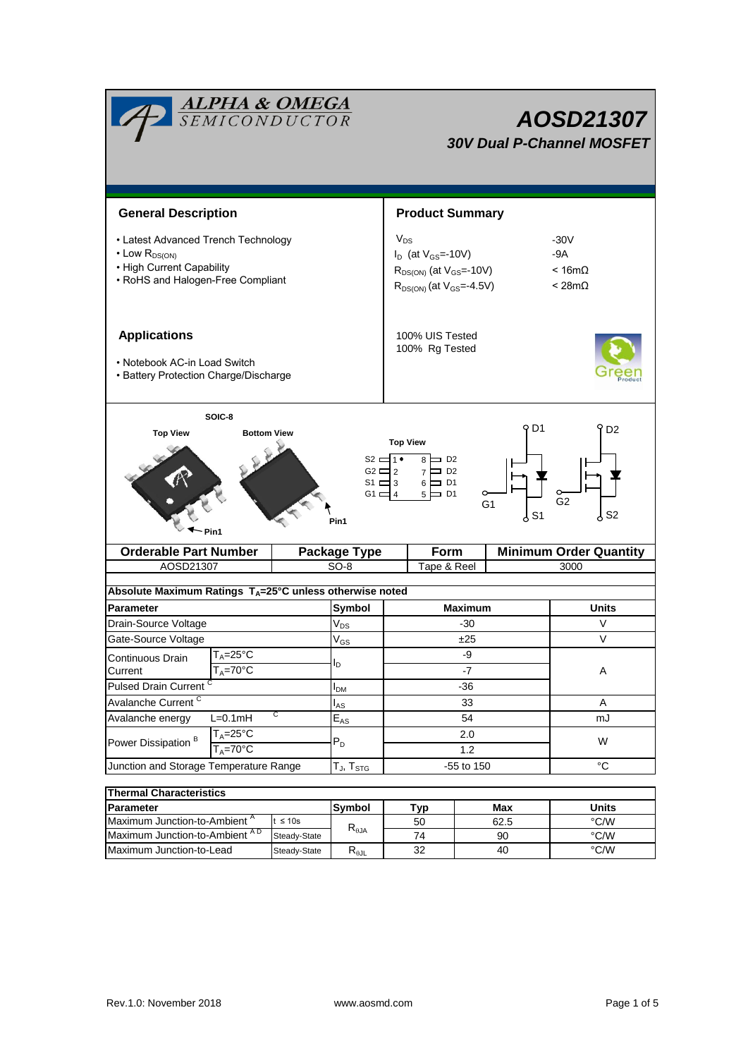ALPHA & OMEGA SEMICONDUCTOR

# AOSD21307

## 30V Dual P-Channel MOSFET

## General Description

- Latest Advanced Trench Technology
- Low $R_{DS(ON)}$
- High Current Capability
- RoHS and Halogen-Free Compliant

## Product Summary

| | |
|---|---|
| $V_{DS}$ | -30V |
| $I_D$ (at $V_{GS}$=-10V) | -9A |
| $R_{DS(ON)}$ (at $V_{GS}$=-10V) | < 16mΩ |
| $R_{DS(ON)}$ (at $V_{GS}$=-4.5V) | < 28mΩ |

100% UIS Tested
100% Rg Tested

## Applications

- Notebook AC-in Load Switch
- Battery Protection Charge/Discharge

SOIC-8

Top View — Bottom View — Pin1

Top View

| Pin | | Pin | |
|---|---|---|---|
| S2 | 1 | 8 | D2 |
| G2 | 2 | 7 | D2 |
| S1 | 3 | 6 | D1 |
| G1 | 4 | 5 | D1 |

| Orderable Part Number | Package Type | Form | Minimum Order Quantity |
|---|---|---|---|
| AOSD21307 | SO-8 | Tape & Reel | 3000 |

**Absolute Maximum Ratings $T_A$=25°C unless otherwise noted**

| Parameter | | Symbol | Maximum | Units |
|---|---|---|---|---|
| Drain-Source Voltage | | $V_{DS}$ | -30 | V |
| Gate-Source Voltage | | $V_{GS}$ | ±25 | V |
| Continuous Drain Current | $T_A$=25°C | $I_D$ | -9 | A |
| | $T_A$=70°C | | -7 | |
| Pulsed Drain Current [C] | | $I_{DM}$ | -36 | |
| Avalanche Current [C] | | $I_{AS}$ | 33 | A |
| Avalanche energy | L=0.1mH [C] | $E_{AS}$ | 54 | mJ |
| Power Dissipation [B] | $T_A$=25°C | $P_D$ | 2.0 | W |
| | $T_A$=70°C | | 1.2 | |
| Junction and Storage Temperature Range | | $T_J$, $T_{STG}$ | -55 to 150 | °C |

**Thermal Characteristics**

| Parameter | | Symbol | Typ | Max | Units |
|---|---|---|---|---|---|
| Maximum Junction-to-Ambient [A] | t ≤ 10s | $R_{\theta JA}$ | 50 | 62.5 | °C/W |
| Maximum Junction-to-Ambient [A D] | Steady-State | | 74 | 90 | °C/W |
| Maximum Junction-to-Lead | Steady-State | $R_{\theta JL}$ | 32 | 40 | °C/W |

Rev.1.0: November 2018 www.aosmd.com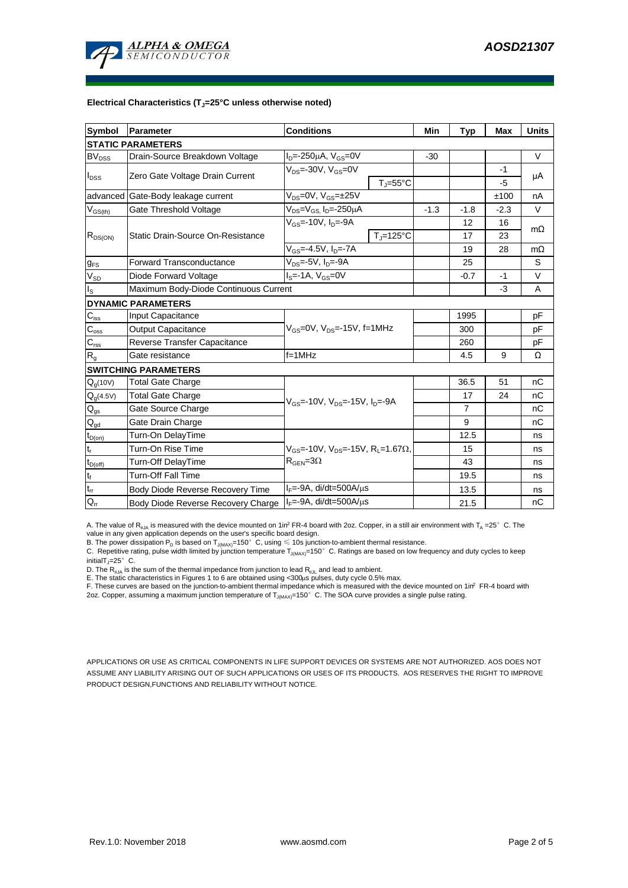**Electrical Characteristics ($T_J$=25°C unless otherwise noted)**

| Symbol | Parameter | Conditions | | Min | Typ | Max | Units |
|---|---|---|---|---|---|---|---|
| **STATIC PARAMETERS** | | | | | | | |
| $BV_{DSS}$ | Drain-Source Breakdown Voltage | $I_D$=-250µA, $V_{GS}$=0V | | -30 | | | V |
| $I_{DSS}$ | Zero Gate Voltage Drain Current | $V_{DS}$=-30V, $V_{GS}$=0V | | | | -1 | µA |
| | | | $T_J$=55°C | | | -5 | |
| advanced | Gate-Body leakage current | $V_{DS}$=0V, $V_{GS}$=±25V | | | | ±100 | nA |
| $V_{GS(th)}$ | Gate Threshold Voltage | $V_{DS}$=$V_{GS}$, $I_D$=-250µA | | -1.3 | -1.8 | -2.3 | V |
| $R_{DS(ON)}$ | Static Drain-Source On-Resistance | $V_{GS}$=-10V, $I_D$=-9A | | | 12 | 16 | mΩ |
| | | | $T_J$=125°C | | 17 | 23 | |
| | | $V_{GS}$=-4.5V, $I_D$=-7A | | | 19 | 28 | mΩ |
| $g_{FS}$ | Forward Transconductance | $V_{DS}$=-5V, $I_D$=-9A | | | 25 | | S |
| $V_{SD}$ | Diode Forward Voltage | $I_S$=-1A, $V_{GS}$=0V | | | -0.7 | -1 | V |
| $I_S$ | Maximum Body-Diode Continuous Current | | | | | -3 | A |
| **DYNAMIC PARAMETERS** | | | | | | | |
| $C_{iss}$ | Input Capacitance | $V_{GS}$=0V, $V_{DS}$=-15V, f=1MHz | | | 1995 | | pF |
| $C_{oss}$ | Output Capacitance | | | | 300 | | pF |
| $C_{rss}$ | Reverse Transfer Capacitance | | | | 260 | | pF |
| $R_g$ | Gate resistance | f=1MHz | | | 4.5 | 9 | Ω |
| **SWITCHING PARAMETERS** | | | | | | | |
| $Q_g$(10V) | Total Gate Charge | $V_{GS}$=-10V, $V_{DS}$=-15V, $I_D$=-9A | | | 36.5 | 51 | nC |
| $Q_g$(4.5V) | Total Gate Charge | | | | 17 | 24 | nC |
| $Q_{gs}$ | Gate Source Charge | | | | 7 | | nC |
| $Q_{gd}$ | Gate Drain Charge | | | | 9 | | nC |
| $t_{D(on)}$ | Turn-On DelayTime | $V_{GS}$=-10V, $V_{DS}$=-15V, $R_L$=1.67Ω, $R_{GEN}$=3Ω | | | 12.5 | | ns |
| $t_r$ | Turn-On Rise Time | | | | 15 | | ns |
| $t_{D(off)}$ | Turn-Off DelayTime | | | | 43 | | ns |
| $t_f$ | Turn-Off Fall Time | | | | 19.5 | | ns |
| $t_{rr}$ | Body Diode Reverse Recovery Time | $I_F$=-9A, di/dt=500A/µs | | | 13.5 | | ns |
| $Q_{rr}$ | Body Diode Reverse Recovery Charge | $I_F$=-9A, di/dt=500A/µs | | | 21.5 | | nC |

A. The value of $R_{\theta JA}$ is measured with the device mounted on 1in$^2$ FR-4 board with 2oz. Copper, in a still air environment with $T_A$ =25°C. The value in any given application depends on the user's specific board design.

B. The power dissipation $P_D$ is based on $T_{J(MAX)}$=150°C, using ≤ 10s junction-to-ambient thermal resistance.

C. Repetitive rating, pulse width limited by junction temperature $T_{J(MAX)}$=150°C. Ratings are based on low frequency and duty cycles to keep initial$T_J$=25°C.

D. The $R_{\theta JA}$ is the sum of the thermal impedance from junction to lead $R_{\theta JL}$ and lead to ambient.

E. The static characteristics in Figures 1 to 6 are obtained using <300µs pulses, duty cycle 0.5% max.

F. These curves are based on the junction-to-ambient thermal impedance which is measured with the device mounted on 1in$^2$ FR-4 board with 2oz. Copper, assuming a maximum junction temperature of $T_{J(MAX)}$=150°C. The SOA curve provides a single pulse rating.

APPLICATIONS OR USE AS CRITICAL COMPONENTS IN LIFE SUPPORT DEVICES OR SYSTEMS ARE NOT AUTHORIZED. AOS DOES NOT ASSUME ANY LIABILITY ARISING OUT OF SUCH APPLICATIONS OR USES OF ITS PRODUCTS. AOS RESERVES THE RIGHT TO IMPROVE PRODUCT DESIGN,FUNCTIONS AND RELIABILITY WITHOUT NOTICE.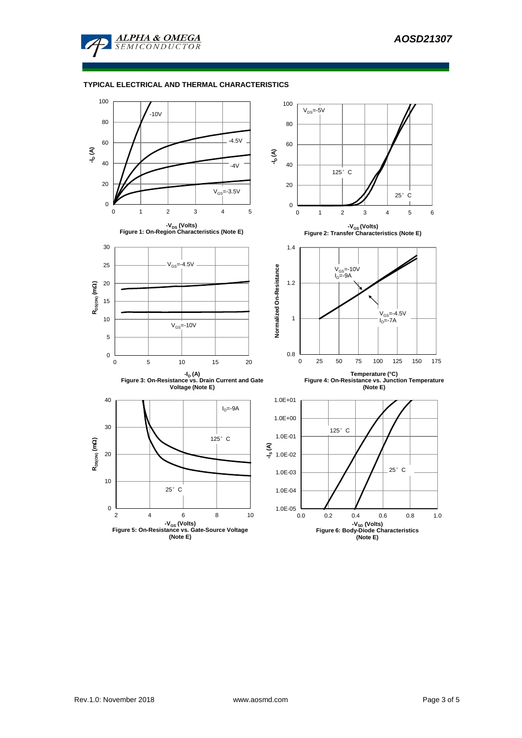## TYPICAL ELECTRICAL AND THERMAL CHARACTERISTICS

Figure 1: On-Region Characteristics (Note E)

Figure 2: Transfer Characteristics (Note E)

Figure 3: On-Resistance vs. Drain Current and Gate Voltage (Note E)

Figure 4: On-Resistance vs. Junction Temperature (Note E)

Figure 5: On-Resistance vs. Gate-Source Voltage (Note E)

Figure 6: Body-Diode Characteristics (Note E)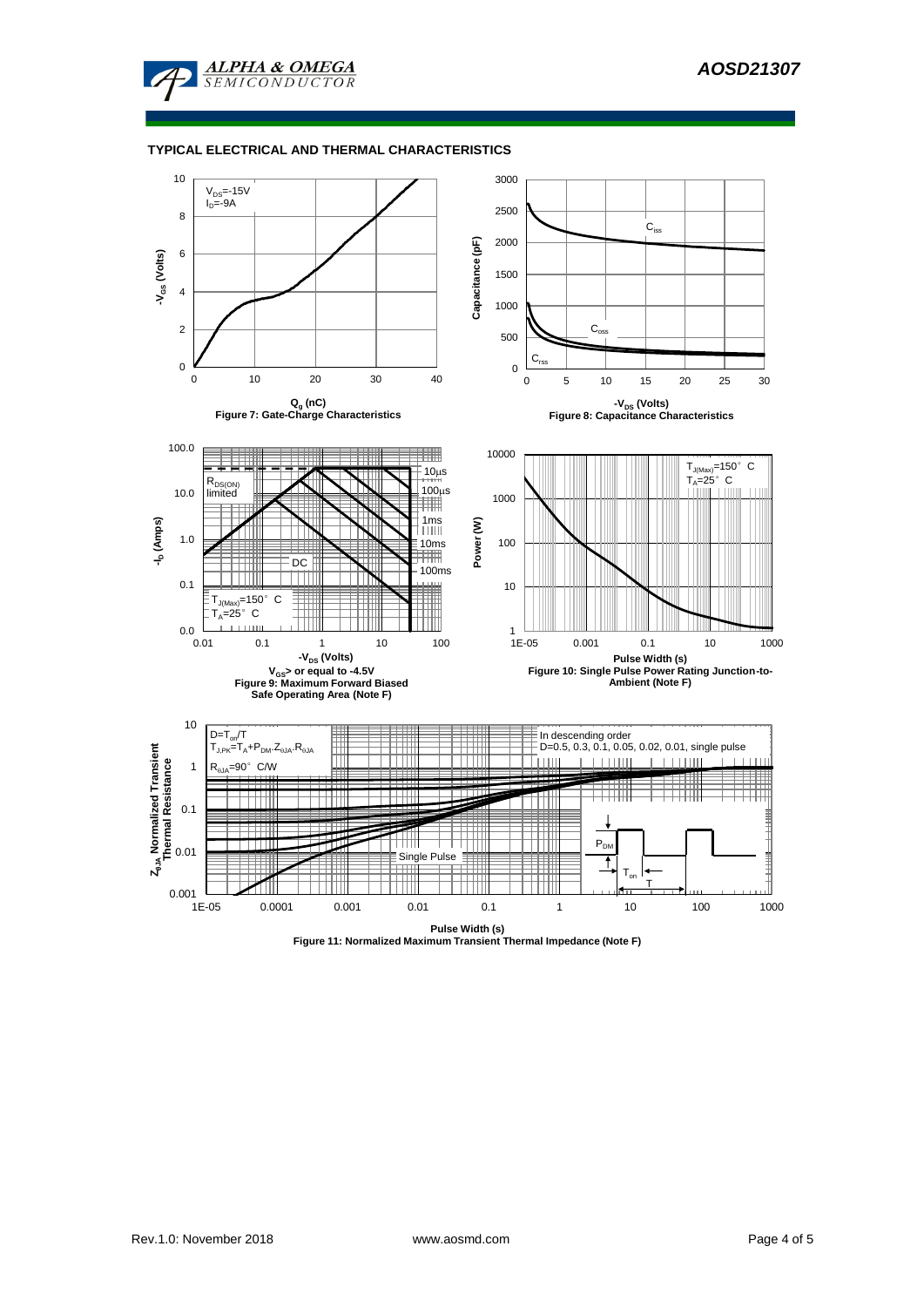## TYPICAL ELECTRICAL AND THERMAL CHARACTERISTICS

Figure 7: Gate-Charge Characteristics

Figure 8: Capacitance Characteristics

Figure 9: Maximum Forward Biased Safe Operating Area (Note F)

Figure 10: Single Pulse Power Rating Junction-to-Ambient (Note F)

Figure 11: Normalized Maximum Transient Thermal Impedance (Note F)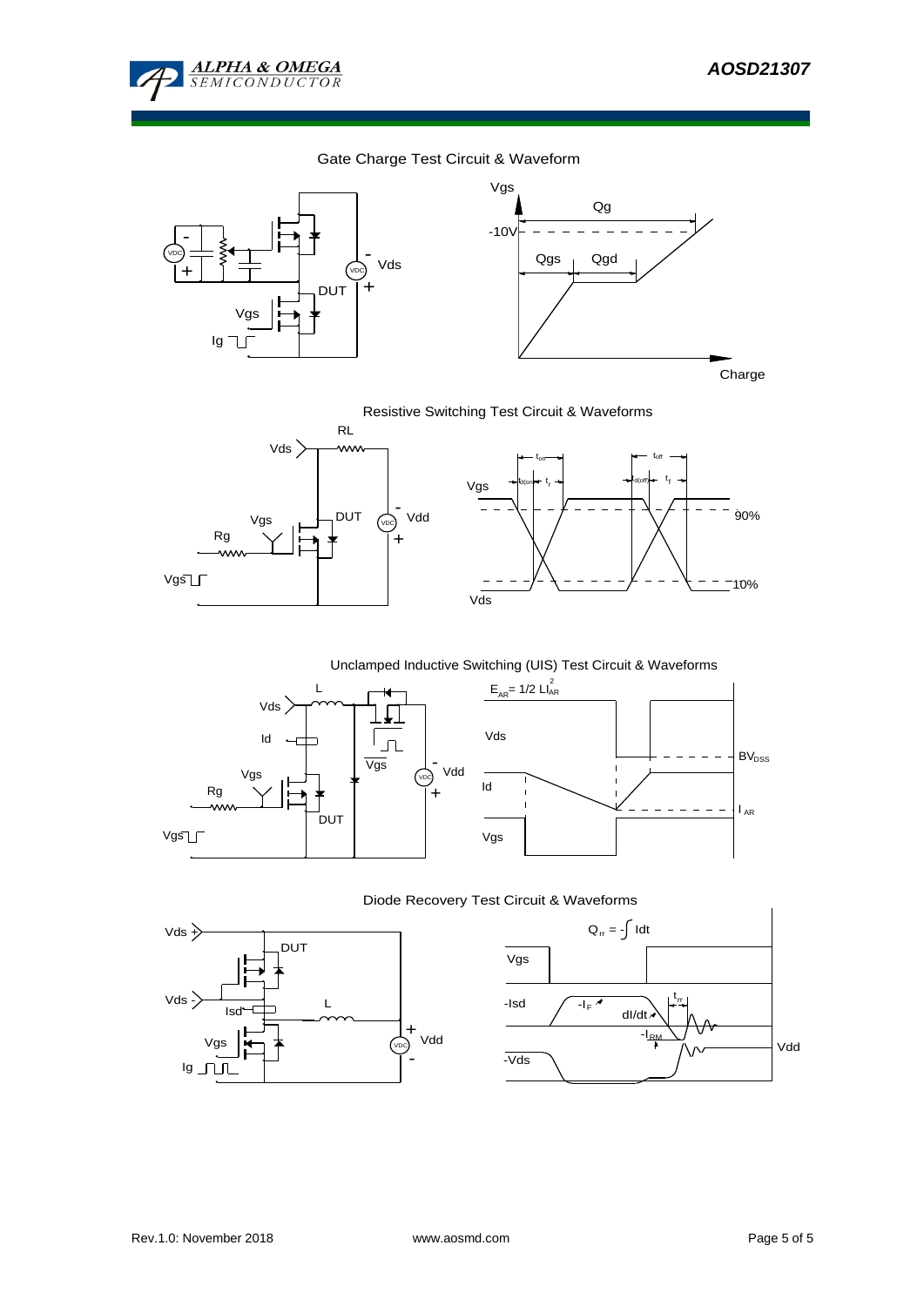## Gate Charge Test Circuit & Waveform

VDC
Vds
DUT
Vgs
Ig

Vgs
Qg
-10V
Qgs
Qgd
Charge

## Resistive Switching Test Circuit & Waveforms

RL
Vds
Vgs
DUT
VDC
Vdd
Rg
Vgs

$t_{on}$
$t_{off}$
$t_{d(on)}$
$t_r$
$t_{d(off)}$
$t_f$
Vgs
90%
10%
Vds

## Unclamped Inductive Switching (UIS) Test Circuit & Waveforms

L
Vds
Id
Vgs
Rg
Vgs
DUT
Vgs
VDC
Vdd

$E_{AR} = 1/2\ LI_{AR}^2$
Vds
$BV_{DSS}$
Id
$I_{AR}$
Vgs

## Diode Recovery Test Circuit & Waveforms

Vds +
DUT
Vds -
Isd
L
Vgs
VDC
Vdd
Ig

$Q_{rr} = -\int Idt$
Vgs
-Isd
$-I_F$
dI/dt
$t_{rr}$
$-I_{RM}$
-Vds
Vdd